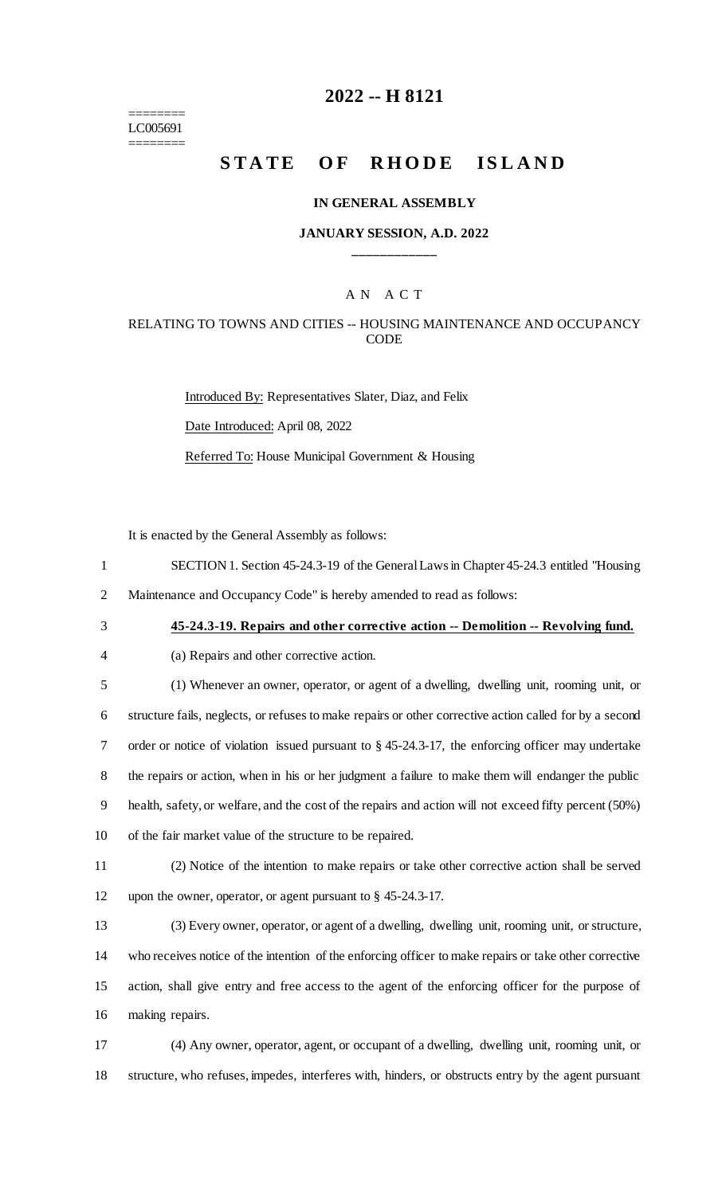========
LC005691
========

# 2022 -- H 8121

# STATE OF RHODE ISLAND

**IN GENERAL ASSEMBLY**

**JANUARY SESSION, A.D. 2022**

____________

A N A C T

RELATING TO TOWNS AND CITIES -- HOUSING MAINTENANCE AND OCCUPANCY CODE

Introduced By: Representatives Slater, Diaz, and Felix

Date Introduced: April 08, 2022

Referred To: House Municipal Government & Housing

It is enacted by the General Assembly as follows:

1 SECTION 1. Section 45-24.3-19 of the General Laws in Chapter 45-24.3 entitled "Housing
2 Maintenance and Occupancy Code" is hereby amended to read as follows:

3 **45-24.3-19. Repairs and other corrective action -- Demolition -- Revolving fund.**

4 (a) Repairs and other corrective action.

5 (1) Whenever an owner, operator, or agent of a dwelling, dwelling unit, rooming unit, or
6 structure fails, neglects, or refuses to make repairs or other corrective action called for by a second
7 order or notice of violation issued pursuant to § 45-24.3-17, the enforcing officer may undertake
8 the repairs or action, when in his or her judgment a failure to make them will endanger the public
9 health, safety, or welfare, and the cost of the repairs and action will not exceed fifty percent (50%)
10 of the fair market value of the structure to be repaired.

11 (2) Notice of the intention to make repairs or take other corrective action shall be served
12 upon the owner, operator, or agent pursuant to § 45-24.3-17.

13 (3) Every owner, operator, or agent of a dwelling, dwelling unit, rooming unit, or structure,
14 who receives notice of the intention of the enforcing officer to make repairs or take other corrective
15 action, shall give entry and free access to the agent of the enforcing officer for the purpose of
16 making repairs.

17 (4) Any owner, operator, agent, or occupant of a dwelling, dwelling unit, rooming unit, or
18 structure, who refuses, impedes, interferes with, hinders, or obstructs entry by the agent pursuant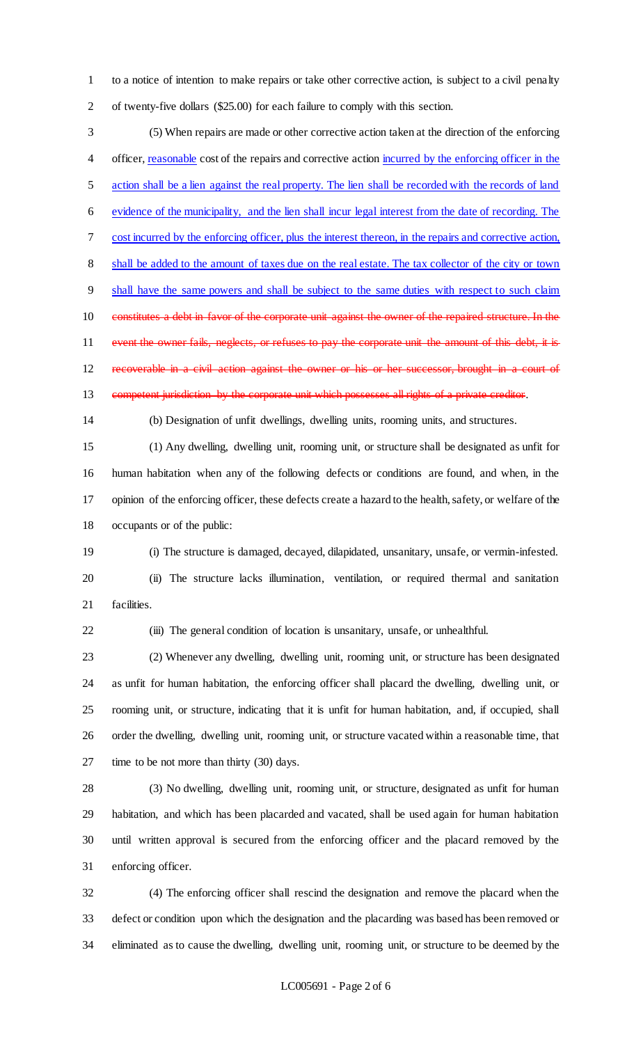to a notice of intention to make repairs or take other corrective action, is subject to a civil penalty of twenty-five dollars ($25.00) for each failure to comply with this section.

(5) When repairs are made or other corrective action taken at the direction of the enforcing officer, <u>reasonable</u> cost of the repairs and corrective action <u>incurred by the enforcing officer in the action shall be a lien against the real property. The lien shall be recorded with the records of land evidence of the municipality, and the lien shall incur legal interest from the date of recording. The cost incurred by the enforcing officer, plus the interest thereon, in the repairs and corrective action, shall be added to the amount of taxes due on the real estate. The tax collector of the city or town shall have the same powers and shall be subject to the same duties with respect to such claim</u> ~~constitutes a debt in favor of the corporate unit against the owner of the repaired structure. In the event the owner fails, neglects, or refuses to pay the corporate unit the amount of this debt, it is recoverable in a civil action against the owner or his or her successor, brought in a court of competent jurisdiction by the corporate unit which possesses all rights of a private creditor~~.

(b) Designation of unfit dwellings, dwelling units, rooming units, and structures.

(1) Any dwelling, dwelling unit, rooming unit, or structure shall be designated as unfit for human habitation when any of the following defects or conditions are found, and when, in the opinion of the enforcing officer, these defects create a hazard to the health, safety, or welfare of the occupants or of the public:

(i) The structure is damaged, decayed, dilapidated, unsanitary, unsafe, or vermin-infested.

(ii) The structure lacks illumination, ventilation, or required thermal and sanitation facilities.

(iii) The general condition of location is unsanitary, unsafe, or unhealthful.

(2) Whenever any dwelling, dwelling unit, rooming unit, or structure has been designated as unfit for human habitation, the enforcing officer shall placard the dwelling, dwelling unit, or rooming unit, or structure, indicating that it is unfit for human habitation, and, if occupied, shall order the dwelling, dwelling unit, rooming unit, or structure vacated within a reasonable time, that time to be not more than thirty (30) days.

(3) No dwelling, dwelling unit, rooming unit, or structure, designated as unfit for human habitation, and which has been placarded and vacated, shall be used again for human habitation until written approval is secured from the enforcing officer and the placard removed by the enforcing officer.

(4) The enforcing officer shall rescind the designation and remove the placard when the defect or condition upon which the designation and the placarding was based has been removed or eliminated as to cause the dwelling, dwelling unit, rooming unit, or structure to be deemed by the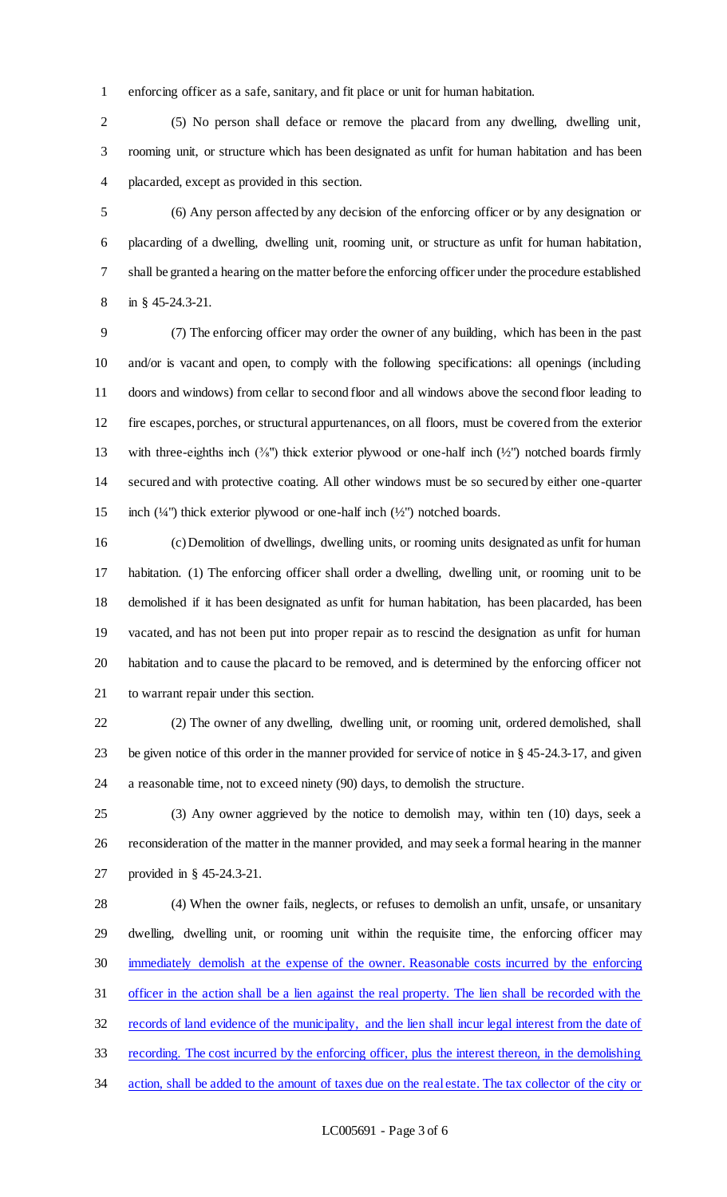enforcing officer as a safe, sanitary, and fit place or unit for human habitation.

(5) No person shall deface or remove the placard from any dwelling, dwelling unit, rooming unit, or structure which has been designated as unfit for human habitation and has been placarded, except as provided in this section.

(6) Any person affected by any decision of the enforcing officer or by any designation or placarding of a dwelling, dwelling unit, rooming unit, or structure as unfit for human habitation, shall be granted a hearing on the matter before the enforcing officer under the procedure established in § 45-24.3-21.

(7) The enforcing officer may order the owner of any building, which has been in the past and/or is vacant and open, to comply with the following specifications: all openings (including doors and windows) from cellar to second floor and all windows above the second floor leading to fire escapes, porches, or structural appurtenances, on all floors, must be covered from the exterior with three-eighths inch (⅜") thick exterior plywood or one-half inch (½") notched boards firmly secured and with protective coating. All other windows must be so secured by either one-quarter inch (¼") thick exterior plywood or one-half inch (½") notched boards.

(c) Demolition of dwellings, dwelling units, or rooming units designated as unfit for human habitation. (1) The enforcing officer shall order a dwelling, dwelling unit, or rooming unit to be demolished if it has been designated as unfit for human habitation, has been placarded, has been vacated, and has not been put into proper repair as to rescind the designation as unfit for human habitation and to cause the placard to be removed, and is determined by the enforcing officer not to warrant repair under this section.

(2) The owner of any dwelling, dwelling unit, or rooming unit, ordered demolished, shall be given notice of this order in the manner provided for service of notice in § 45-24.3-17, and given a reasonable time, not to exceed ninety (90) days, to demolish the structure.

(3) Any owner aggrieved by the notice to demolish may, within ten (10) days, seek a reconsideration of the matter in the manner provided, and may seek a formal hearing in the manner provided in § 45-24.3-21.

(4) When the owner fails, neglects, or refuses to demolish an unfit, unsafe, or unsanitary dwelling, dwelling unit, or rooming unit within the requisite time, the enforcing officer may immediately demolish at the expense of the owner. Reasonable costs incurred by the enforcing officer in the action shall be a lien against the real property. The lien shall be recorded with the records of land evidence of the municipality, and the lien shall incur legal interest from the date of recording. The cost incurred by the enforcing officer, plus the interest thereon, in the demolishing action, shall be added to the amount of taxes due on the real estate. The tax collector of the city or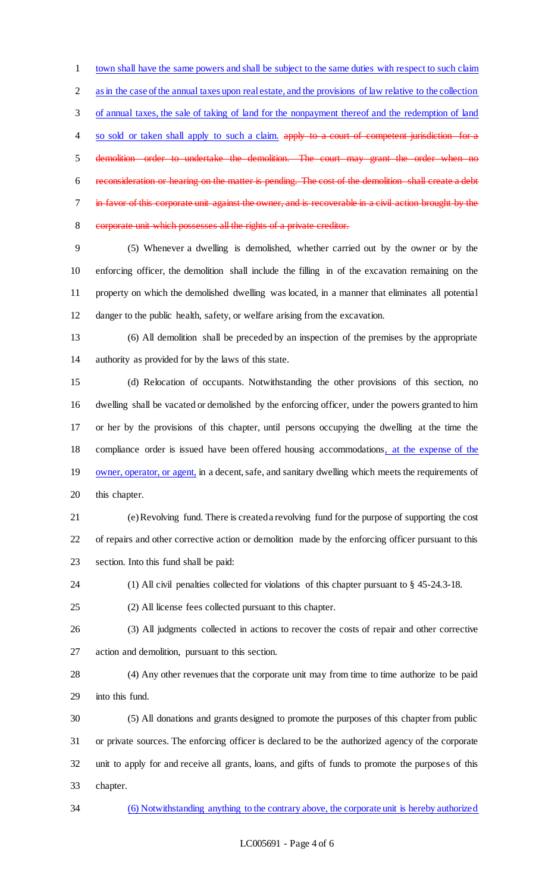town shall have the same powers and shall be subject to the same duties with respect to such claim as in the case of the annual taxes upon real estate, and the provisions of law relative to the collection of annual taxes, the sale of taking of land for the nonpayment thereof and the redemption of land so sold or taken shall apply to such a claim. ~~apply to a court of competent jurisdiction for a demolition order to undertake the demolition. The court may grant the order when no reconsideration or hearing on the matter is pending. The cost of the demolition shall create a debt in favor of this corporate unit against the owner, and is recoverable in a civil action brought by the corporate unit which possesses all the rights of a private creditor.~~

(5) Whenever a dwelling is demolished, whether carried out by the owner or by the enforcing officer, the demolition shall include the filling in of the excavation remaining on the property on which the demolished dwelling was located, in a manner that eliminates all potential danger to the public health, safety, or welfare arising from the excavation.

(6) All demolition shall be preceded by an inspection of the premises by the appropriate authority as provided for by the laws of this state.

(d) Relocation of occupants. Notwithstanding the other provisions of this section, no dwelling shall be vacated or demolished by the enforcing officer, under the powers granted to him or her by the provisions of this chapter, until persons occupying the dwelling at the time the compliance order is issued have been offered housing accommodations, at the expense of the owner, operator, or agent, in a decent, safe, and sanitary dwelling which meets the requirements of this chapter.

(e) Revolving fund. There is created a revolving fund for the purpose of supporting the cost of repairs and other corrective action or demolition made by the enforcing officer pursuant to this section. Into this fund shall be paid:

(1) All civil penalties collected for violations of this chapter pursuant to § 45-24.3-18.

(2) All license fees collected pursuant to this chapter.

(3) All judgments collected in actions to recover the costs of repair and other corrective action and demolition, pursuant to this section.

(4) Any other revenues that the corporate unit may from time to time authorize to be paid into this fund.

(5) All donations and grants designed to promote the purposes of this chapter from public or private sources. The enforcing officer is declared to be the authorized agency of the corporate unit to apply for and receive all grants, loans, and gifts of funds to promote the purposes of this chapter.

(6) Notwithstanding anything to the contrary above, the corporate unit is hereby authorized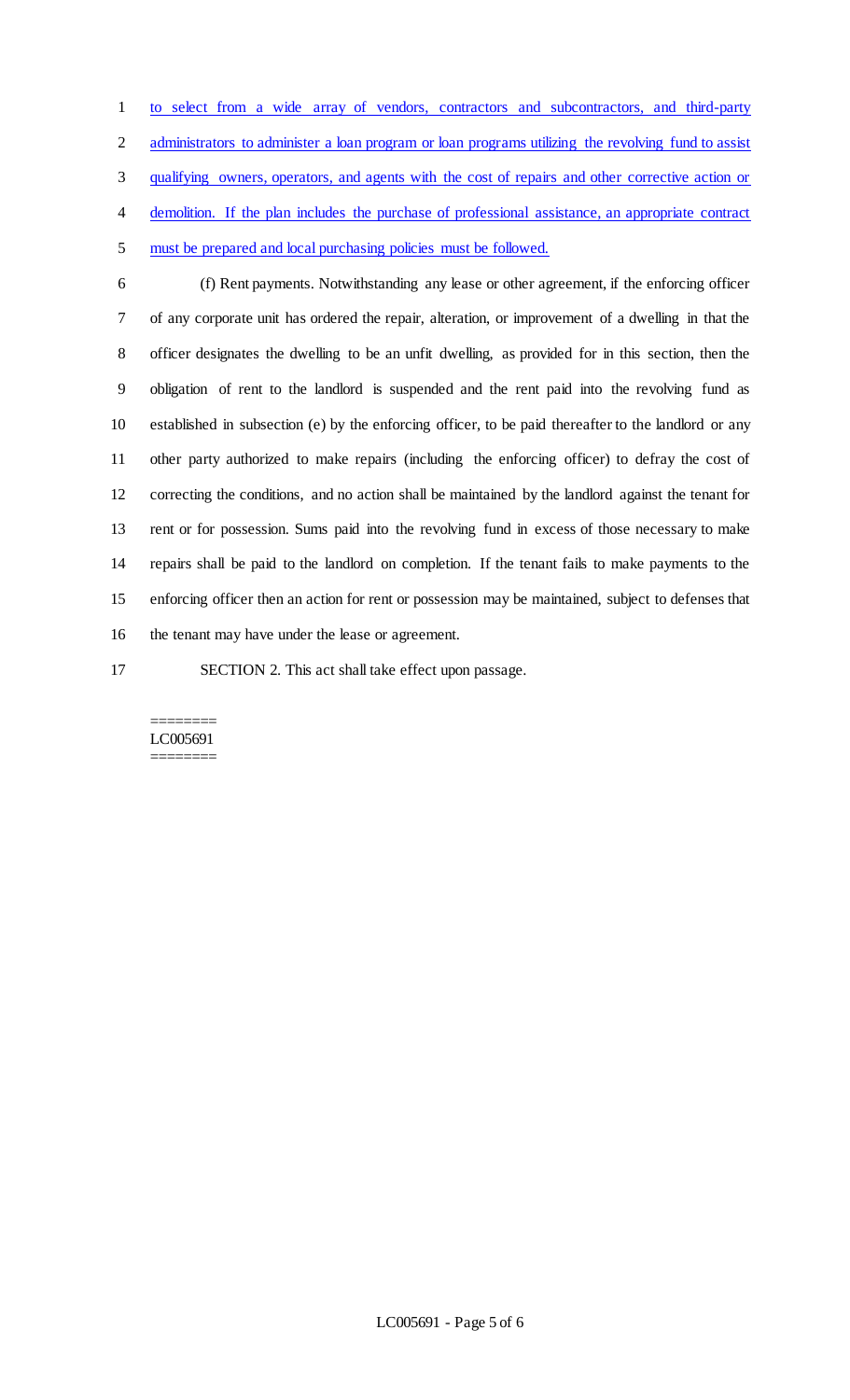to select from a wide array of vendors, contractors and subcontractors, and third-party administrators to administer a loan program or loan programs utilizing the revolving fund to assist qualifying owners, operators, and agents with the cost of repairs and other corrective action or demolition. If the plan includes the purchase of professional assistance, an appropriate contract must be prepared and local purchasing policies must be followed.

(f) Rent payments. Notwithstanding any lease or other agreement, if the enforcing officer of any corporate unit has ordered the repair, alteration, or improvement of a dwelling in that the officer designates the dwelling to be an unfit dwelling, as provided for in this section, then the obligation of rent to the landlord is suspended and the rent paid into the revolving fund as established in subsection (e) by the enforcing officer, to be paid thereafter to the landlord or any other party authorized to make repairs (including the enforcing officer) to defray the cost of correcting the conditions, and no action shall be maintained by the landlord against the tenant for rent or for possession. Sums paid into the revolving fund in excess of those necessary to make repairs shall be paid to the landlord on completion. If the tenant fails to make payments to the enforcing officer then an action for rent or possession may be maintained, subject to defenses that the tenant may have under the lease or agreement.

SECTION 2. This act shall take effect upon passage.

========
LC005691
========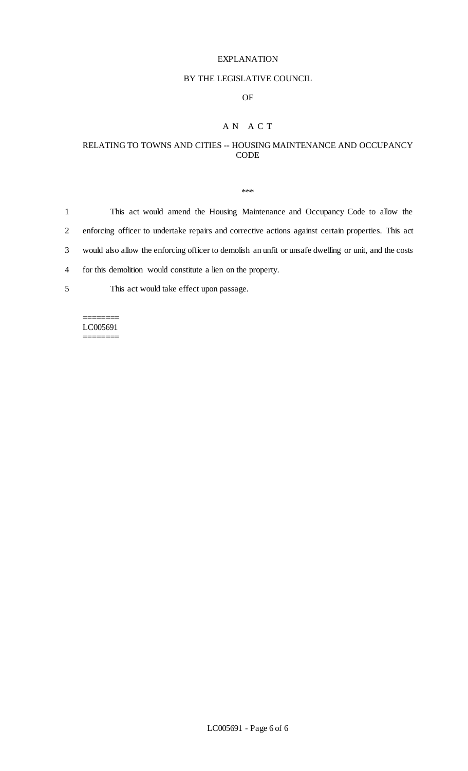EXPLANATION

BY THE LEGISLATIVE COUNCIL

OF

A N A C T

RELATING TO TOWNS AND CITIES -- HOUSING MAINTENANCE AND OCCUPANCY CODE

\*\*\*

1 This act would amend the Housing Maintenance and Occupancy Code to allow the
2 enforcing officer to undertake repairs and corrective actions against certain properties. This act
3 would also allow the enforcing officer to demolish an unfit or unsafe dwelling or unit, and the costs
4 for this demolition would constitute a lien on the property.
5 This act would take effect upon passage.

========
LC005691
========